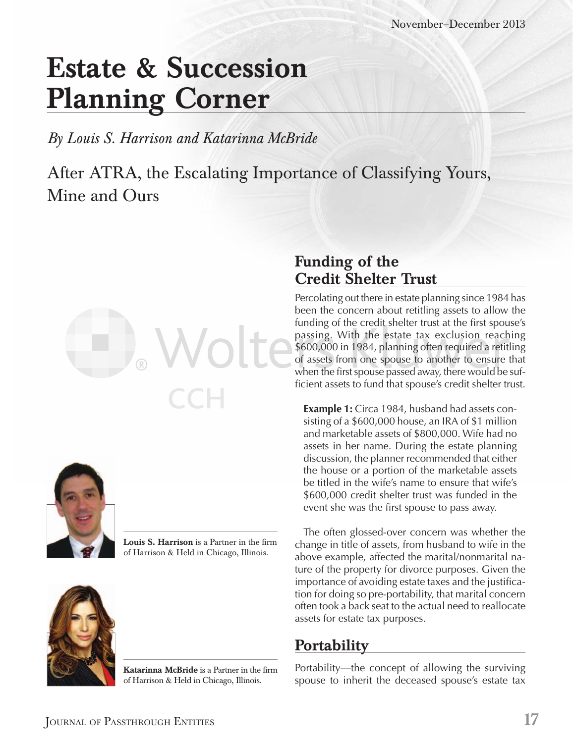# Estate & Succession Planning Corner

*By Louis S. Harrison and Katarinna McBride*

## After ATRA, the Escalating Importance of Classifying Yours, Mine and Ours

**Louis S. Harrison** is a Partner in the firm of Harrison & Held in Chicago, Illinois.

**Katarinna McBride** is a Partner in the firm of Harrison & Held in Chicago, Illinois.

### Funding of the Credit Shelter Trust

Percolating out there in estate planning since 1984 has been the concern about retitling assets to allow the funding of the credit shelter trust at the first spouse's passing. With the estate tax exclusion reaching $600,000 in 1984, planning often required a retitling of assets from one spouse to another to ensure that when the first spouse passed away, there would be sufficient assets to fund that spouse's credit shelter trust.

> **Example 1:** Circa 1984, husband had assets consisting of a $600,000 house, an IRA of $1 million and marketable assets of $800,000. Wife had no assets in her name. During the estate planning discussion, the planner recommended that either the house or a portion of the marketable assets be titled in the wife's name to ensure that wife's $600,000 credit shelter trust was funded in the event she was the first spouse to pass away.

The often glossed-over concern was whether the change in title of assets, from husband to wife in the above example, affected the marital/nonmarital nature of the property for divorce purposes. Given the importance of avoiding estate taxes and the justification for doing so pre-portability, that marital concern often took a back seat to the actual need to reallocate assets for estate tax purposes.

### Portability

Portability—the concept of allowing the surviving spouse to inherit the deceased spouse's estate tax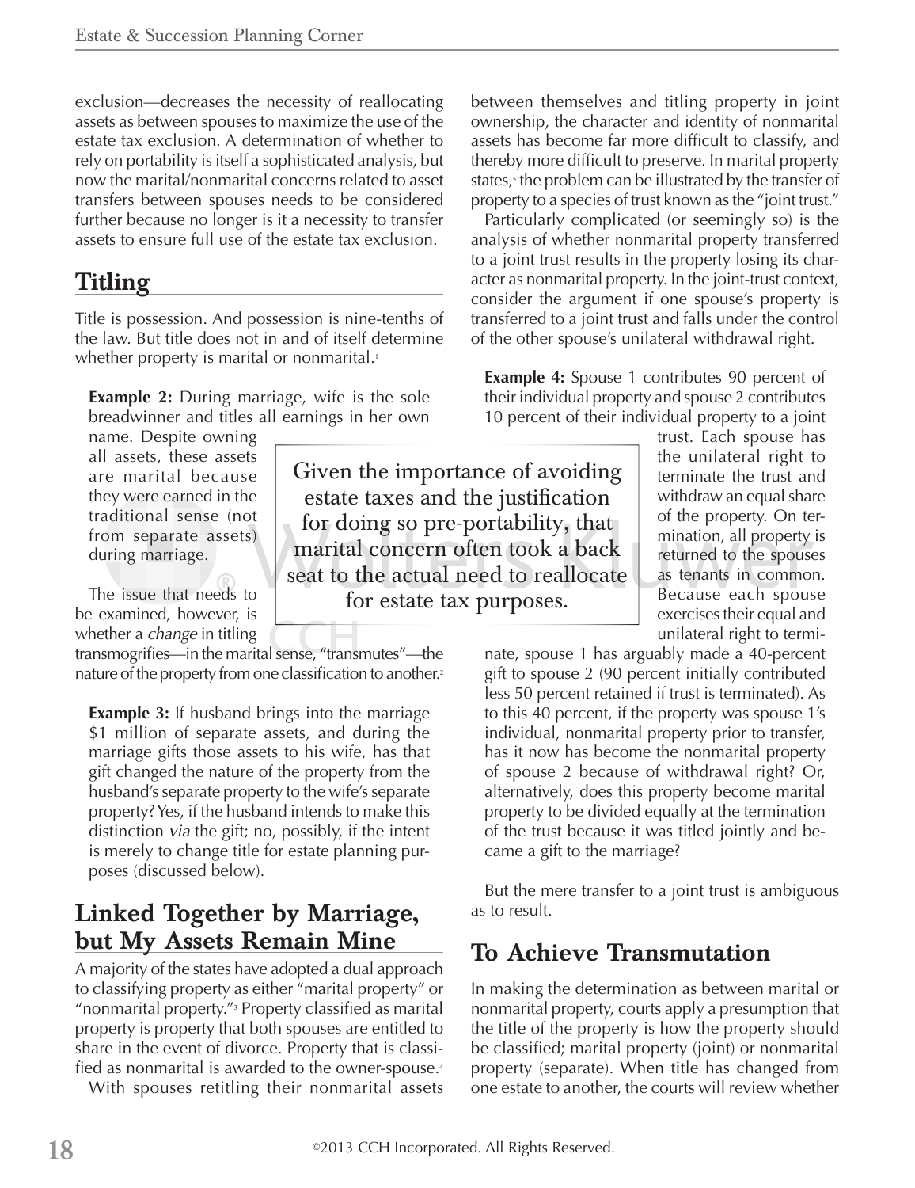exclusion—decreases the necessity of reallocating assets as between spouses to maximize the use of the estate tax exclusion. A determination of whether to rely on portability is itself a sophisticated analysis, but now the marital/nonmarital concerns related to asset transfers between spouses needs to be considered further because no longer is it a necessity to transfer assets to ensure full use of the estate tax exclusion.

## Titling

Title is possession. And possession is nine-tenths of the law. But title does not in and of itself determine whether property is marital or nonmarital.[1]

> **Example 2:** During marriage, wife is the sole breadwinner and titles all earnings in her own name. Despite owning all assets, these assets are marital because they were earned in the traditional sense (not from separate assets) during marriage.

The issue that needs to be examined, however, is whether a *change* in titling transmogrifies—in the marital sense, "transmutes"—the nature of the property from one classification to another.[2]

> **Example 3:** If husband brings into the marriage $1 million of separate assets, and during the marriage gifts those assets to his wife, has that gift changed the nature of the property from the husband's separate property to the wife's separate property? Yes, if the husband intends to make this distinction *via* the gift; no, possibly, if the intent is merely to change title for estate planning purposes (discussed below).

> Given the importance of avoiding estate taxes and the justification for doing so pre-portability, that marital concern often took a back seat to the actual need to reallocate for estate tax purposes.

## Linked Together by Marriage, but My Assets Remain Mine

A majority of the states have adopted a dual approach to classifying property as either "marital property" or "nonmarital property."[3] Property classified as marital property is property that both spouses are entitled to share in the event of divorce. Property that is classified as nonmarital is awarded to the owner-spouse.[4]

With spouses retitling their nonmarital assets between themselves and titling property in joint ownership, the character and identity of nonmarital assets has become far more difficult to classify, and thereby more difficult to preserve. In marital property states,[5] the problem can be illustrated by the transfer of property to a species of trust known as the "joint trust."

Particularly complicated (or seemingly so) is the analysis of whether nonmarital property transferred to a joint trust results in the property losing its character as nonmarital property. In the joint-trust context, consider the argument if one spouse's property is transferred to a joint trust and falls under the control of the other spouse's unilateral withdrawal right.

> **Example 4:** Spouse 1 contributes 90 percent of their individual property and spouse 2 contributes 10 percent of their individual property to a joint trust. Each spouse has the unilateral right to terminate the trust and withdraw an equal share of the property. On termination, all property is returned to the spouses as tenants in common. Because each spouse exercises their equal and unilateral right to terminate, spouse 1 has arguably made a 40-percent gift to spouse 2 (90 percent initially contributed less 50 percent retained if trust is terminated). As to this 40 percent, if the property was spouse 1's individual, nonmarital property prior to transfer, has it now has become the nonmarital property of spouse 2 because of withdrawal right? Or, alternatively, does this property become marital property to be divided equally at the termination of the trust because it was titled jointly and became a gift to the marriage?

But the mere transfer to a joint trust is ambiguous as to result.

## To Achieve Transmutation

In making the determination as between marital or nonmarital property, courts apply a presumption that the title of the property is how the property should be classified; marital property (joint) or nonmarital property (separate). When title has changed from one estate to another, the courts will review whether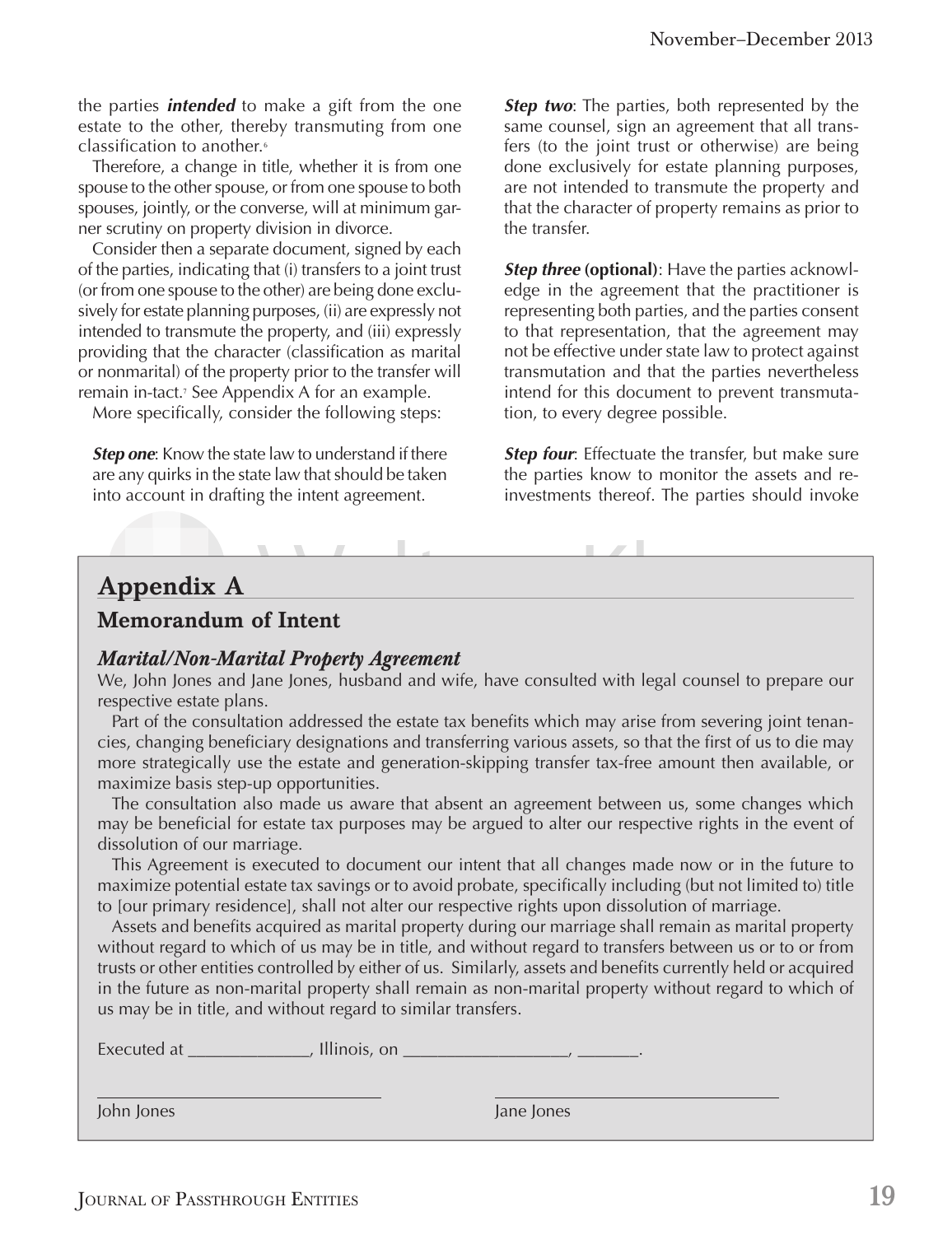the parties ***intended*** to make a gift from the one estate to the other, thereby transmuting from one classification to another.[6]

Therefore, a change in title, whether it is from one spouse to the other spouse, or from one spouse to both spouses, jointly, or the converse, will at minimum garner scrutiny on property division in divorce.

Consider then a separate document, signed by each of the parties, indicating that (i) transfers to a joint trust (or from one spouse to the other) are being done exclusively for estate planning purposes, (ii) are expressly not intended to transmute the property, and (iii) expressly providing that the character (classification as marital or nonmarital) of the property prior to the transfer will remain in-tact.[7] See Appendix A for an example.

More specifically, consider the following steps:

***Step one***: Know the state law to understand if there are any quirks in the state law that should be taken into account in drafting the intent agreement.

***Step two***: The parties, both represented by the same counsel, sign an agreement that all transfers (to the joint trust or otherwise) are being done exclusively for estate planning purposes, are not intended to transmute the property and that the character of property remains as prior to the transfer.

***Step three* (optional)**: Have the parties acknowledge in the agreement that the practitioner is representing both parties, and the parties consent to that representation, that the agreement may not be effective under state law to protect against transmutation and that the parties nevertheless intend for this document to prevent transmutation, to every degree possible.

***Step four***: Effectuate the transfer, but make sure the parties know to monitor the assets and reinvestments thereof. The parties should invoke

## Appendix A

### Memorandum of Intent

#### *Marital/Non-Marital Property Agreement*

We, John Jones and Jane Jones, husband and wife, have consulted with legal counsel to prepare our respective estate plans.

Part of the consultation addressed the estate tax benefits which may arise from severing joint tenancies, changing beneficiary designations and transferring various assets, so that the first of us to die may more strategically use the estate and generation-skipping transfer tax-free amount then available, or maximize basis step-up opportunities.

The consultation also made us aware that absent an agreement between us, some changes which may be beneficial for estate tax purposes may be argued to alter our respective rights in the event of dissolution of our marriage.

This Agreement is executed to document our intent that all changes made now or in the future to maximize potential estate tax savings or to avoid probate, specifically including (but not limited to) title to [our primary residence], shall not alter our respective rights upon dissolution of marriage.

Assets and benefits acquired as marital property during our marriage shall remain as marital property without regard to which of us may be in title, and without regard to transfers between us or to or from trusts or other entities controlled by either of us. Similarly, assets and benefits currently held or acquired in the future as non-marital property shall remain as non-marital property without regard to which of us may be in title, and without regard to similar transfers.

Executed at ______________, Illinois, on __________________, _______.

________________________________ ________________________________

John Jones Jane Jones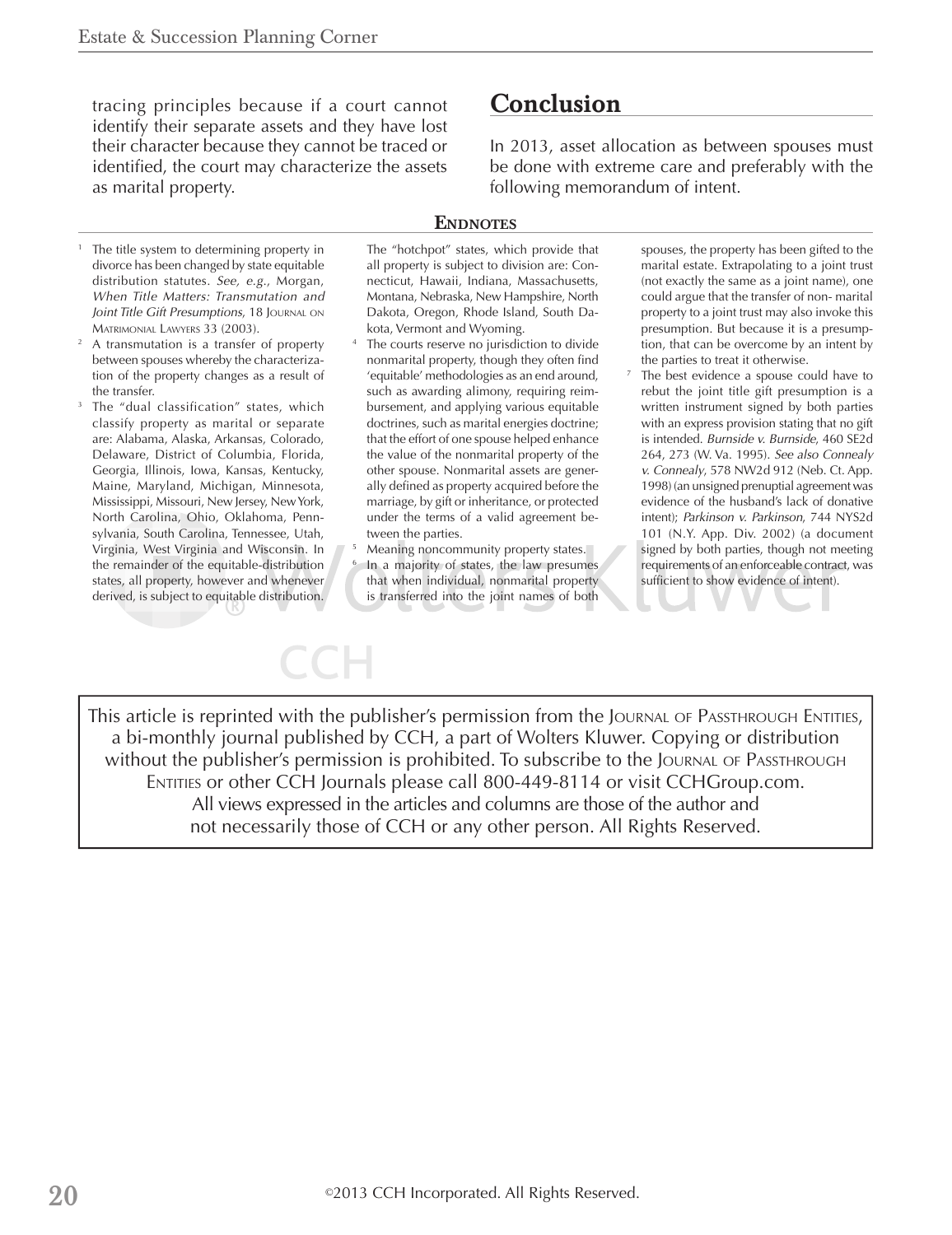tracing principles because if a court cannot identify their separate assets and they have lost their character because they cannot be traced or identified, the court may characterize the assets as marital property.

## Conclusion

In 2013, asset allocation as between spouses must be done with extreme care and preferably with the following memorandum of intent.

### Endnotes

1. The title system to determining property in divorce has been changed by state equitable distribution statutes. *See, e.g.*, Morgan, *When Title Matters: Transmutation and Joint Title Gift Presumptions*, 18 Journal on Matrimonial Lawyers 33 (2003).
2. A transmutation is a transfer of property between spouses whereby the characterization of the property changes as a result of the transfer.
3. The "dual classification" states, which classify property as marital or separate are: Alabama, Alaska, Arkansas, Colorado, Delaware, District of Columbia, Florida, Georgia, Illinois, Iowa, Kansas, Kentucky, Maine, Maryland, Michigan, Minnesota, Mississippi, Missouri, New Jersey, New York, North Carolina, Ohio, Oklahoma, Pennsylvania, South Carolina, Tennessee, Utah, Virginia, West Virginia and Wisconsin. In the remainder of the equitable-distribution states, all property, however and whenever derived, is subject to equitable distribution. The "hotchpot" states, which provide that all property is subject to division are: Connecticut, Hawaii, Indiana, Massachusetts, Montana, Nebraska, New Hampshire, North Dakota, Oregon, Rhode Island, South Dakota, Vermont and Wyoming.
4. The courts reserve no jurisdiction to divide nonmarital property, though they often find 'equitable' methodologies as an end around, such as awarding alimony, requiring reimbursement, and applying various equitable doctrines, such as marital energies doctrine; that the effort of one spouse helped enhance the value of the nonmarital property of the other spouse. Nonmarital assets are generally defined as property acquired before the marriage, by gift or inheritance, or protected under the terms of a valid agreement between the parties.
5. Meaning noncommunity property states.
6. In a majority of states, the law presumes that when individual, nonmarital property is transferred into the joint names of both spouses, the property has been gifted to the marital estate. Extrapolating to a joint trust (not exactly the same as a joint name), one could argue that the transfer of non- marital property to a joint trust may also invoke this presumption. But because it is a presumption, that can be overcome by an intent by the parties to treat it otherwise.
7. The best evidence a spouse could have to rebut the joint title gift presumption is a written instrument signed by both parties with an express provision stating that no gift is intended. *Burnside v. Burnside*, 460 SE2d 264, 273 (W. Va. 1995). *See also Connealy v. Connealy*, 578 NW2d 912 (Neb. Ct. App. 1998) (an unsigned prenuptial agreement was evidence of the husband's lack of donative intent); *Parkinson v. Parkinson*, 744 NYS2d 101 (N.Y. App. Div. 2002) (a document signed by both parties, though not meeting requirements of an enforceable contract, was sufficient to show evidence of intent).

This article is reprinted with the publisher's permission from the Journal of Passthrough Entities, a bi-monthly journal published by CCH, a part of Wolters Kluwer. Copying or distribution without the publisher's permission is prohibited. To subscribe to the Journal of Passthrough Entities or other CCH Journals please call 800-449-8114 or visit CCHGroup.com. All views expressed in the articles and columns are those of the author and not necessarily those of CCH or any other person. All Rights Reserved.